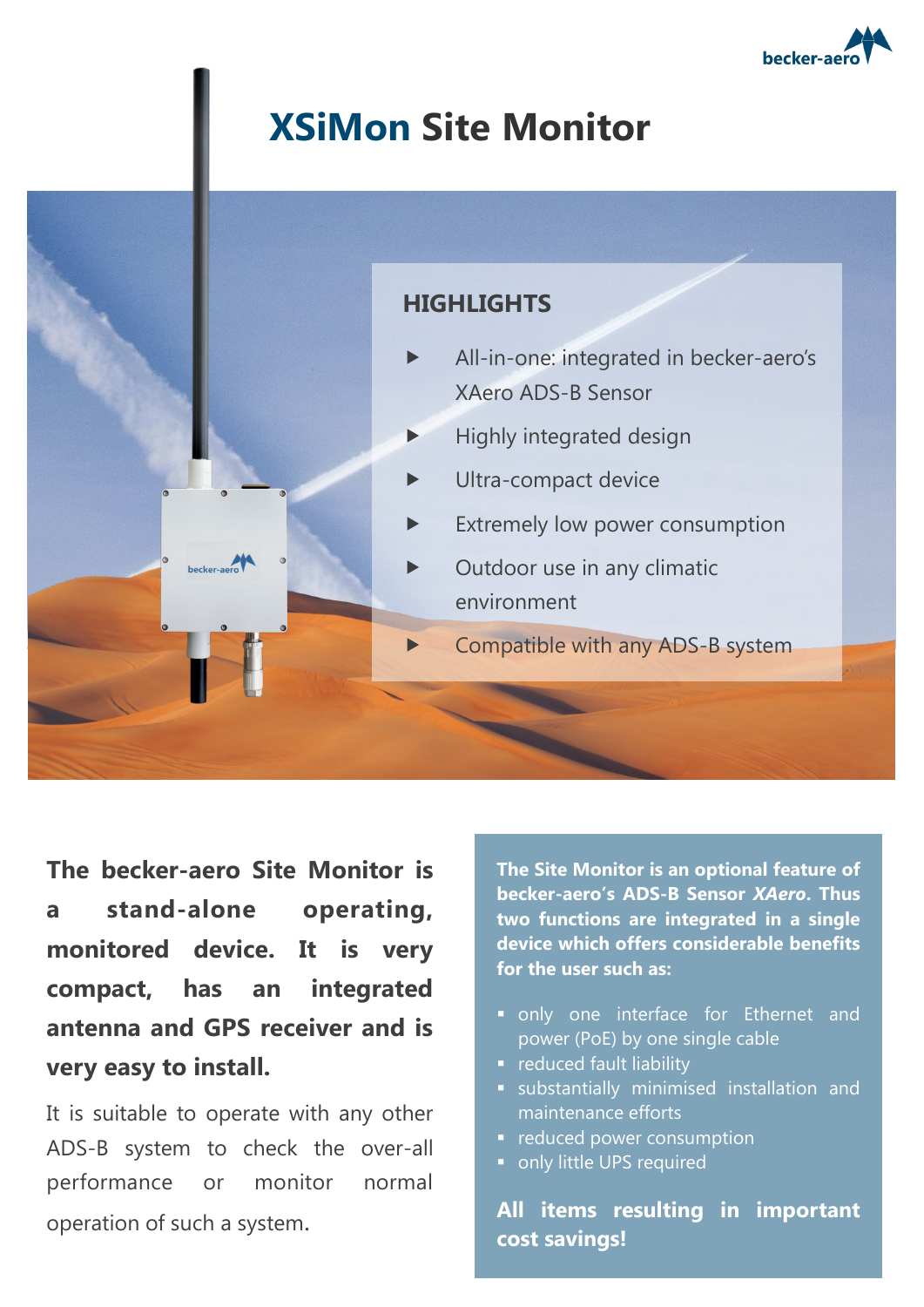# XSiMon Site Monitor

## HIGHLIGHTS

- All-in-one: integrated in becker-aero's XAero ADS-B Sensor
- Highly integrated design
- Ultra-compact device
- Extremely low power consumption
- Outdoor use in any climatic environment
- Compatible with any ADS-B system

**The becker-aero Site Monitor is a stand-alone operating, monitored device. It is very compact, has an integrated antenna and GPS receiver and is very easy to install.**

It is suitable to operate with any other ADS-B system to check the over-all performance or monitor normal operation of such a system.

**The Site Monitor is an optional feature of becker-aero's ADS-B Sensor *XAero*. Thus two functions are integrated in a single device which offers considerable benefits for the user such as:**

- only one interface for Ethernet and power (PoE) by one single cable
- reduced fault liability
- substantially minimised installation and maintenance efforts
- reduced power consumption
- only little UPS required

**All items resulting in important cost savings!**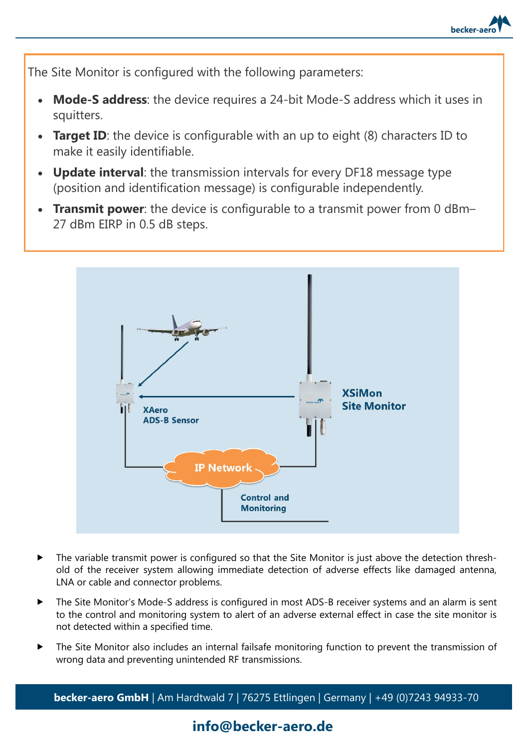The Site Monitor is configured with the following parameters:

- **Mode-S address**: the device requires a 24-bit Mode-S address which it uses in squitters.
- **Target ID**: the device is configurable with an up to eight (8) characters ID to make it easily identifiable.
- **Update interval**: the transmission intervals for every DF18 message type (position and identification message) is configurable independently.
- **Transmit power**: the device is configurable to a transmit power from 0 dBm–27 dBm EIRP in 0.5 dB steps.

XAero
ADS-B Sensor

XSiMon
Site Monitor

IP Network

Control and
Monitoring

- The variable transmit power is configured so that the Site Monitor is just above the detection threshold of the receiver system allowing immediate detection of adverse effects like damaged antenna, LNA or cable and connector problems.
- The Site Monitor's Mode-S address is configured in most ADS-B receiver systems and an alarm is sent to the control and monitoring system to alert of an adverse external effect in case the site monitor is not detected within a specified time.
- The Site Monitor also includes an internal failsafe monitoring function to prevent the transmission of wrong data and preventing unintended RF transmissions.

**becker-aero GmbH** | Am Hardtwald 7 | 76275 Ettlingen | Germany | +49 (0)7243 94933-70

**info@becker-aero.de**